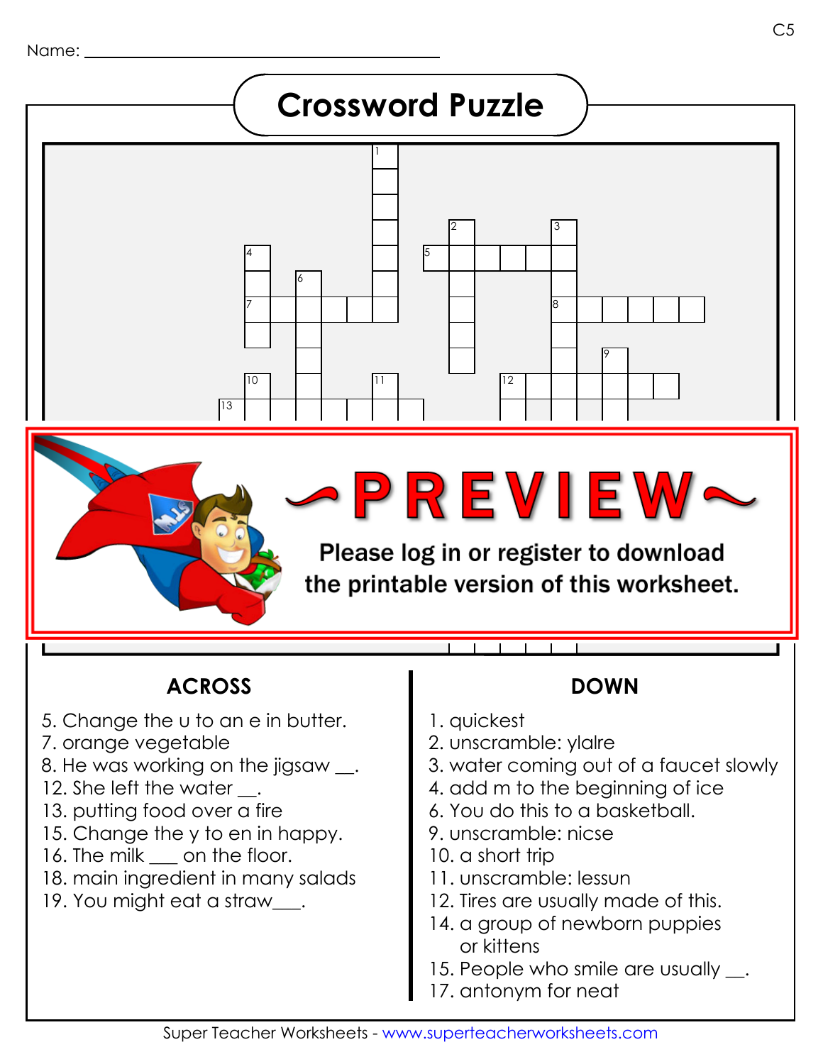Name: ______________________________

# Crossword Puzzle

~PREVIEW~

Please log in or register to download the printable version of this worksheet.

## ACROSS

5. Change the u to an e in butter.
7. orange vegetable
8. He was working on the jigsaw __.
12. She left the water __.
13. putting food over a fire
15. Change the y to en in happy.
16. The milk ___ on the floor.
18. main ingredient in many salads
19. You might eat a straw___.

## DOWN

1. quickest
2. unscramble: ylalre
3. water coming out of a faucet slowly
4. add m to the beginning of ice
6. You do this to a basketball.
9. unscramble: nicse
10. a short trip
11. unscramble: lessun
12. Tires are usually made of this.
14. a group of newborn puppies or kittens
15. People who smile are usually __.
17. antonym for neat

Super Teacher Worksheets - www.superteacherworksheets.com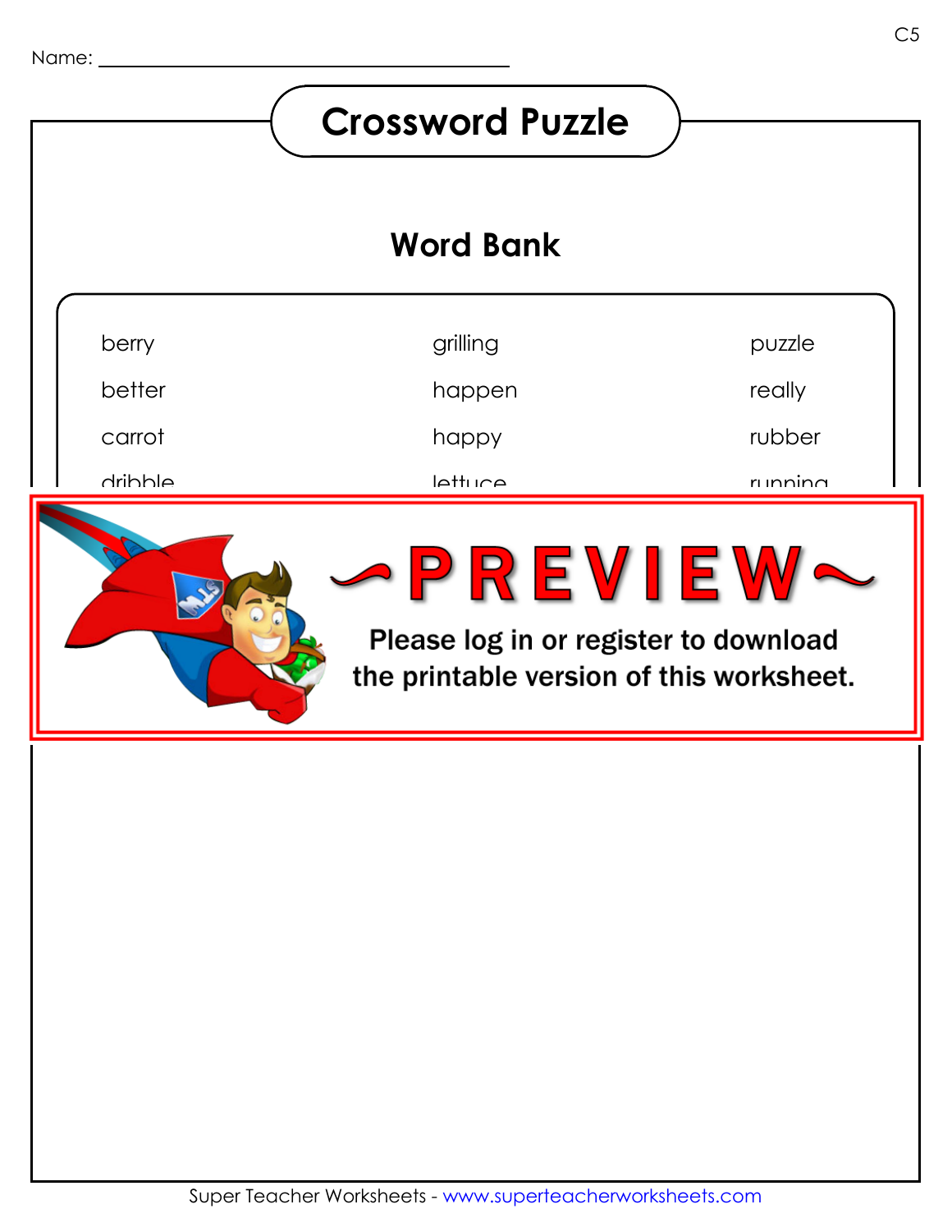Name: ______________________________

# Crossword Puzzle

## Word Bank

| | | |
|---|---|---|
| berry | grilling | puzzle |
| better | happen | really |
| carrot | happy | rubber |
| dribble | lettuce | running |

~PREVIEW~

Please log in or register to download the printable version of this worksheet.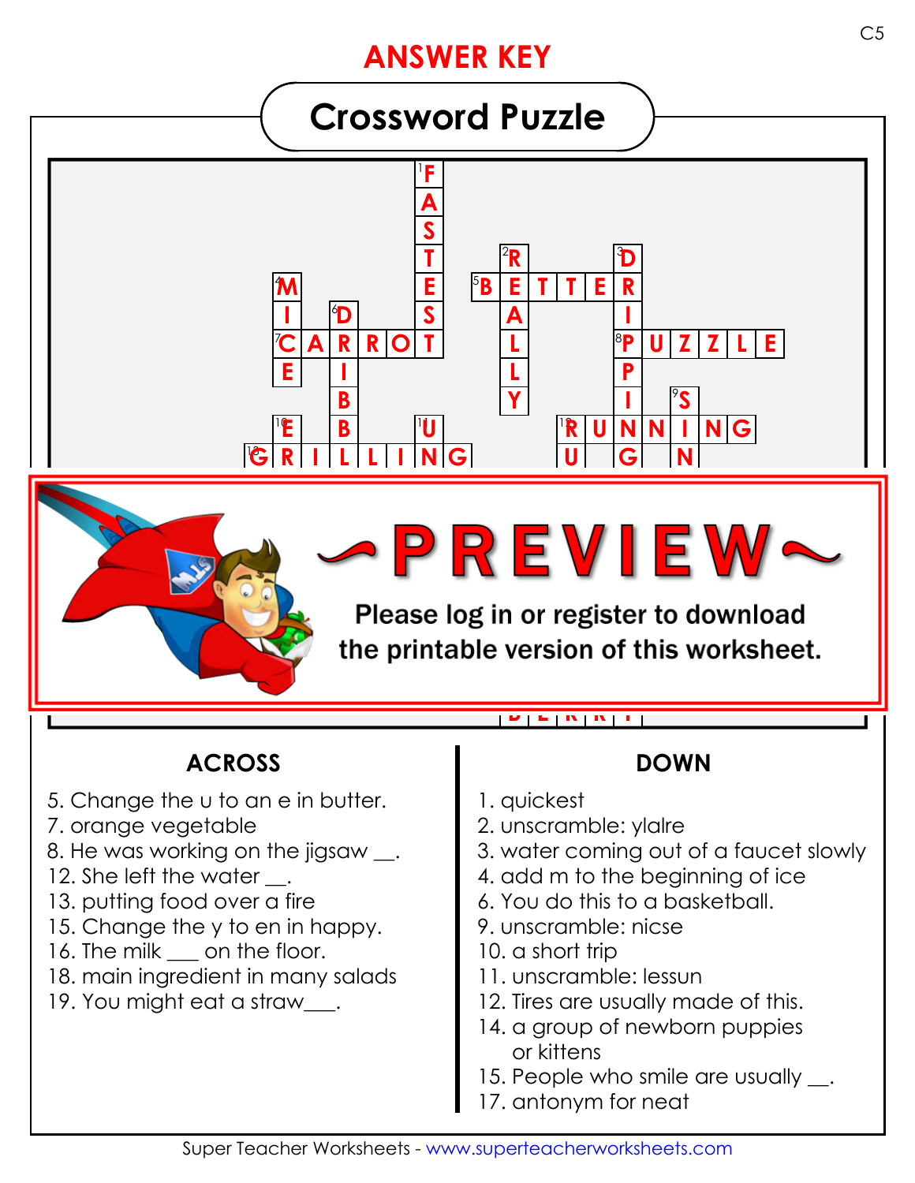# ANSWER KEY

## Crossword Puzzle

~PREVIEW~

Please log in or register to download the printable version of this worksheet.

### ACROSS

5. Change the u to an e in butter.
7. orange vegetable
8. He was working on the jigsaw __.
12. She left the water __.
13. putting food over a fire
15. Change the y to en in happy.
16. The milk ___ on the floor.
18. main ingredient in many salads
19. You might eat a straw___.

### DOWN

1. quickest
2. unscramble: ylalre
3. water coming out of a faucet slowly
4. add m to the beginning of ice
6. You do this to a basketball.
9. unscramble: nicse
10. a short trip
11. unscramble: lessun
12. Tires are usually made of this.
14. a group of newborn puppies or kittens
15. People who smile are usually __.
17. antonym for neat

Super Teacher Worksheets - www.superteacherworksheets.com